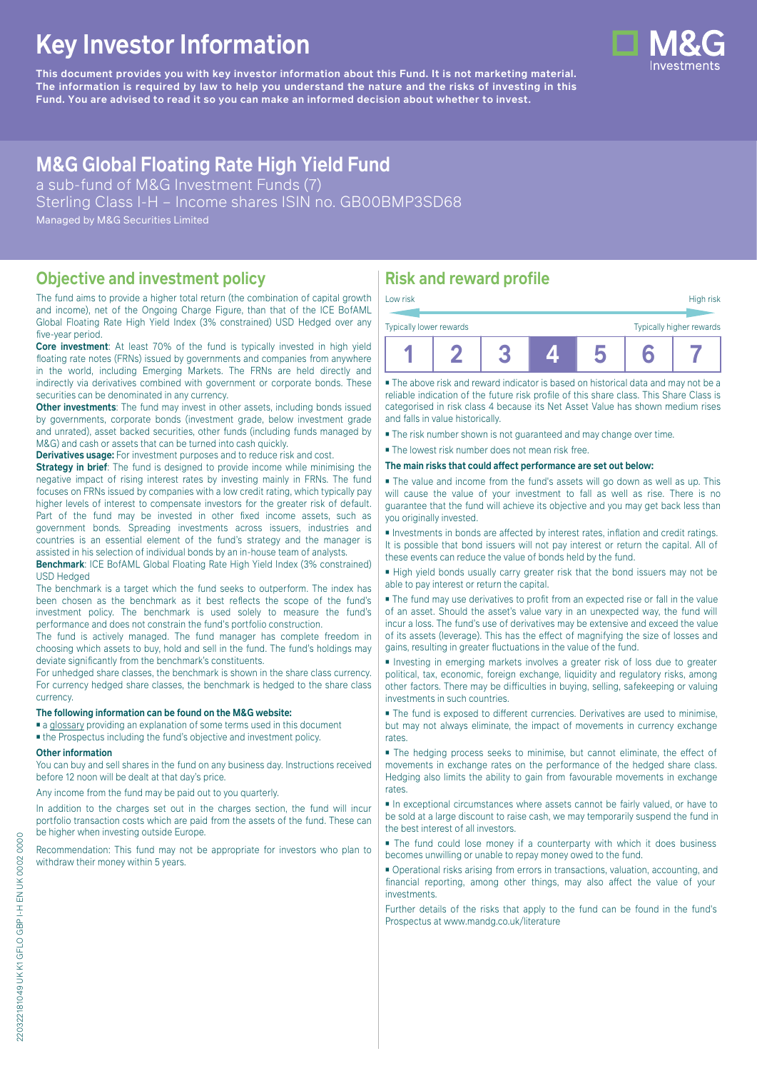# Key Investor Information

**This document provides you with key investor information about this Fund. It is not marketing material. The information is required by law to help you understand the nature and the risks of investing in this Fund. You are advised to read it so you can make an informed decision about whether to invest.**

## M&G Global Floating Rate High Yield Fund

a sub-fund of M&G Investment Funds (7)
Sterling Class I-H – Income shares ISIN no. GB00BMP3SD68
Managed by M&G Securities Limited

## Objective and investment policy

The fund aims to provide a higher total return (the combination of capital growth and income), net of the Ongoing Charge Figure, than that of the ICE BofAML Global Floating Rate High Yield Index (3% constrained) USD Hedged over any five-year period.

**Core investment**: At least 70% of the fund is typically invested in high yield floating rate notes (FRNs) issued by governments and companies from anywhere in the world, including Emerging Markets. The FRNs are held directly and indirectly via derivatives combined with government or corporate bonds. These securities can be denominated in any currency.

**Other investments**: The fund may invest in other assets, including bonds issued by governments, corporate bonds (investment grade, below investment grade and unrated), asset backed securities, other funds (including funds managed by M&G) and cash or assets that can be turned into cash quickly.

**Derivatives usage:** For investment purposes and to reduce risk and cost.

**Strategy in brief**: The fund is designed to provide income while minimising the negative impact of rising interest rates by investing mainly in FRNs. The fund focuses on FRNs issued by companies with a low credit rating, which typically pay higher levels of interest to compensate investors for the greater risk of default. Part of the fund may be invested in other fixed income assets, such as government bonds. Spreading investments across issuers, industries and countries is an essential element of the fund's strategy and the manager is assisted in his selection of individual bonds by an in-house team of analysts.

**Benchmark**: ICE BofAML Global Floating Rate High Yield Index (3% constrained) USD Hedged

The benchmark is a target which the fund seeks to outperform. The index has been chosen as the benchmark as it best reflects the scope of the fund's investment policy. The benchmark is used solely to measure the fund's performance and does not constrain the fund's portfolio construction.

The fund is actively managed. The fund manager has complete freedom in choosing which assets to buy, hold and sell in the fund. The fund's holdings may deviate significantly from the benchmark's constituents.

For unhedged share classes, the benchmark is shown in the share class currency. For currency hedged share classes, the benchmark is hedged to the share class currency.

**The following information can be found on the M&G website:**

- a glossary providing an explanation of some terms used in this document
- the Prospectus including the fund's objective and investment policy.

**Other information**

You can buy and sell shares in the fund on any business day. Instructions received before 12 noon will be dealt at that day's price.

Any income from the fund may be paid out to you quarterly.

In addition to the charges set out in the charges section, the fund will incur portfolio transaction costs which are paid from the assets of the fund. These can be higher when investing outside Europe.

Recommendation: This fund may not be appropriate for investors who plan to withdraw their money within 5 years.

## Risk and reward profile

Low risk — High risk

Typically lower rewards — Typically higher rewards

| 1 | 2 | 3 | **4** | 5 | 6 | 7 |
|---|---|---|---|---|---|---|

- The above risk and reward indicator is based on historical data and may not be a reliable indication of the future risk profile of this share class. This Share Class is categorised in risk class 4 because its Net Asset Value has shown medium rises and falls in value historically.
- The risk number shown is not guaranteed and may change over time.
- The lowest risk number does not mean risk free.

**The main risks that could affect performance are set out below:**

- The value and income from the fund's assets will go down as well as up. This will cause the value of your investment to fall as well as rise. There is no guarantee that the fund will achieve its objective and you may get back less than you originally invested.
- Investments in bonds are affected by interest rates, inflation and credit ratings. It is possible that bond issuers will not pay interest or return the capital. All of these events can reduce the value of bonds held by the fund.
- High yield bonds usually carry greater risk that the bond issuers may not be able to pay interest or return the capital.
- The fund may use derivatives to profit from an expected rise or fall in the value of an asset. Should the asset's value vary in an unexpected way, the fund will incur a loss. The fund's use of derivatives may be extensive and exceed the value of its assets (leverage). This has the effect of magnifying the size of losses and gains, resulting in greater fluctuations in the value of the fund.
- Investing in emerging markets involves a greater risk of loss due to greater political, tax, economic, foreign exchange, liquidity and regulatory risks, among other factors. There may be difficulties in buying, selling, safekeeping or valuing investments in such countries.
- The fund is exposed to different currencies. Derivatives are used to minimise, but may not always eliminate, the impact of movements in currency exchange rates.
- The hedging process seeks to minimise, but cannot eliminate, the effect of movements in exchange rates on the performance of the hedged share class. Hedging also limits the ability to gain from favourable movements in exchange rates.
- In exceptional circumstances where assets cannot be fairly valued, or have to be sold at a large discount to raise cash, we may temporarily suspend the fund in the best interest of all investors.
- The fund could lose money if a counterparty with which it does business becomes unwilling or unable to repay money owed to the fund.
- Operational risks arising from errors in transactions, valuation, accounting, and financial reporting, among other things, may also affect the value of your investments.

Further details of the risks that apply to the fund can be found in the fund's Prospectus at www.mandg.co.uk/literature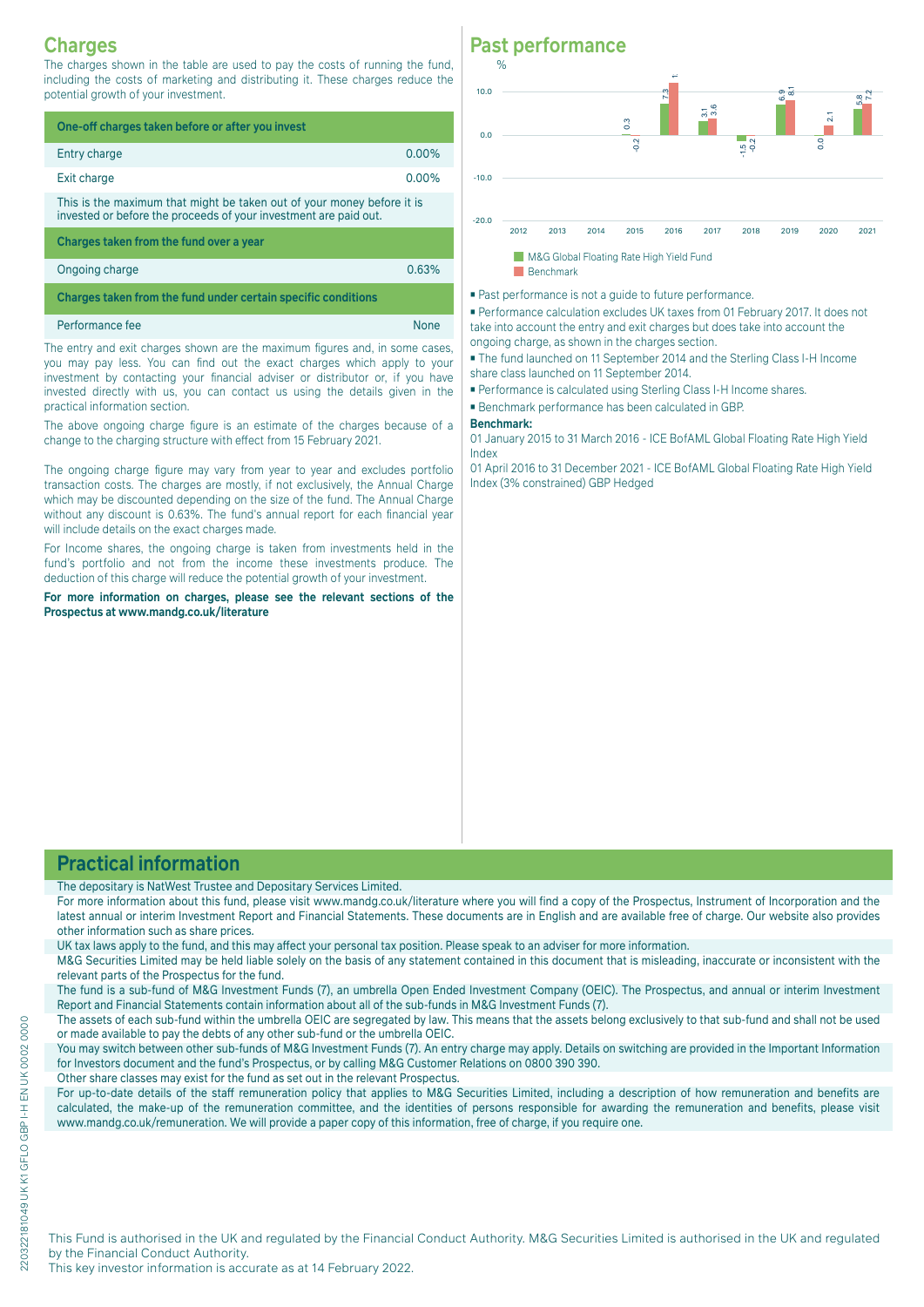## Charges

The charges shown in the table are used to pay the costs of running the fund, including the costs of marketing and distributing it. These charges reduce the potential growth of your investment.

| One-off charges taken before or after you invest | |
|---|---|
| Entry charge | 0.00% |
| Exit charge | 0.00% |
| This is the maximum that might be taken out of your money before it is invested or before the proceeds of your investment are paid out. | |
| **Charges taken from the fund over a year** | |
| Ongoing charge | 0.63% |
| **Charges taken from the fund under certain specific conditions** | |
| Performance fee | None |

The entry and exit charges shown are the maximum figures and, in some cases, you may pay less. You can find out the exact charges which apply to your investment by contacting your financial adviser or distributor or, if you have invested directly with us, you can contact us using the details given in the practical information section.

The above ongoing charge figure is an estimate of the charges because of a change to the charging structure with effect from 15 February 2021.

The ongoing charge figure may vary from year to year and excludes portfolio transaction costs. The charges are mostly, if not exclusively, the Annual Charge which may be discounted depending on the size of the fund. The Annual Charge without any discount is 0.63%. The fund's annual report for each financial year will include details on the exact charges made.

For Income shares, the ongoing charge is taken from investments held in the fund's portfolio and not from the income these investments produce. The deduction of this charge will reduce the potential growth of your investment.

**For more information on charges, please see the relevant sections of the Prospectus at www.mandg.co.uk/literature**

## Past performance

%

10.0
0.0
-10.0
-20.0

2012 2013 2014 2015 2016 2017 2018 2019 2020 2021

0.3 -0.2 7.3 11. 3.1 3.6 -1.5 -0.2 6.9 8.1 0.0 2.1 5.8 7.2

M&G Global Floating Rate High Yield Fund
Benchmark

- Past performance is not a guide to future performance.
- Performance calculation excludes UK taxes from 01 February 2017. It does not take into account the entry and exit charges but does take into account the ongoing charge, as shown in the charges section.
- The fund launched on 11 September 2014 and the Sterling Class I-H Income share class launched on 11 September 2014.
- Performance is calculated using Sterling Class I-H Income shares.
- Benchmark performance has been calculated in GBP.

**Benchmark:**

01 January 2015 to 31 March 2016 - ICE BofAML Global Floating Rate High Yield Index

01 April 2016 to 31 December 2021 - ICE BofAML Global Floating Rate High Yield Index (3% constrained) GBP Hedged

## Practical information

The depositary is NatWest Trustee and Depositary Services Limited.

For more information about this fund, please visit www.mandg.co.uk/literature where you will find a copy of the Prospectus, Instrument of Incorporation and the latest annual or interim Investment Report and Financial Statements. These documents are in English and are available free of charge. Our website also provides other information such as share prices.

UK tax laws apply to the fund, and this may affect your personal tax position. Please speak to an adviser for more information.

M&G Securities Limited may be held liable solely on the basis of any statement contained in this document that is misleading, inaccurate or inconsistent with the relevant parts of the Prospectus for the fund.

The fund is a sub-fund of M&G Investment Funds (7), an umbrella Open Ended Investment Company (OEIC). The Prospectus, and annual or interim Investment Report and Financial Statements contain information about all of the sub-funds in M&G Investment Funds (7).

The assets of each sub-fund within the umbrella OEIC are segregated by law. This means that the assets belong exclusively to that sub-fund and shall not be used or made available to pay the debts of any other sub-fund or the umbrella OEIC.

You may switch between other sub-funds of M&G Investment Funds (7). An entry charge may apply. Details on switching are provided in the Important Information for Investors document and the fund's Prospectus, or by calling M&G Customer Relations on 0800 390 390.

Other share classes may exist for the fund as set out in the relevant Prospectus.

For up-to-date details of the staff remuneration policy that applies to M&G Securities Limited, including a description of how remuneration and benefits are calculated, the make-up of the remuneration committee, and the identities of persons responsible for awarding the remuneration and benefits, please visit www.mandg.co.uk/remuneration. We will provide a paper copy of this information, free of charge, if you require one.

This Fund is authorised in the UK and regulated by the Financial Conduct Authority. M&G Securities Limited is authorised in the UK and regulated by the Financial Conduct Authority.

This key investor information is accurate as at 14 February 2022.